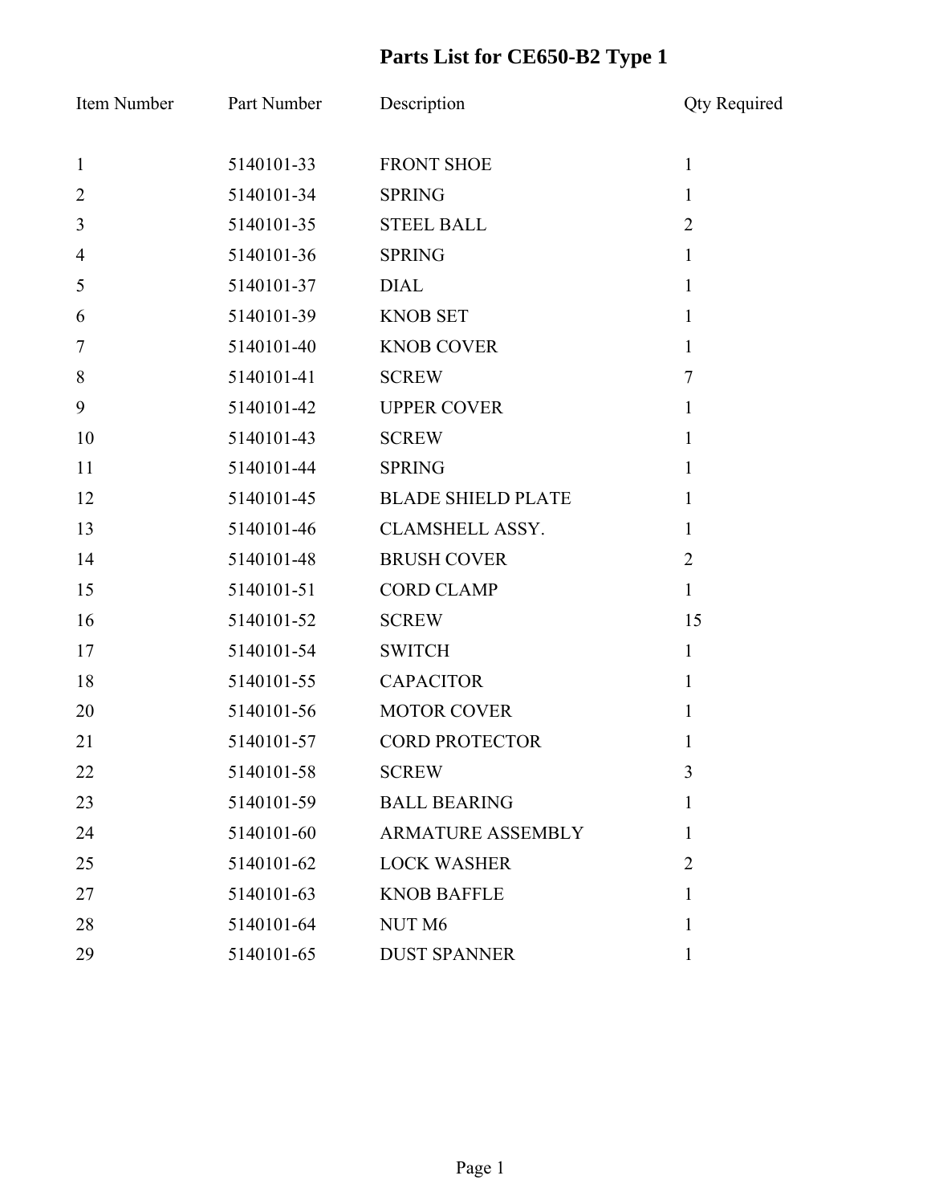# Parts List for CE650-B2 Type 1

| Item Number | Part Number | Description | Qty Required |
|---|---|---|---|
| 1 | 5140101-33 | FRONT SHOE | 1 |
| 2 | 5140101-34 | SPRING | 1 |
| 3 | 5140101-35 | STEEL BALL | 2 |
| 4 | 5140101-36 | SPRING | 1 |
| 5 | 5140101-37 | DIAL | 1 |
| 6 | 5140101-39 | KNOB SET | 1 |
| 7 | 5140101-40 | KNOB COVER | 1 |
| 8 | 5140101-41 | SCREW | 7 |
| 9 | 5140101-42 | UPPER COVER | 1 |
| 10 | 5140101-43 | SCREW | 1 |
| 11 | 5140101-44 | SPRING | 1 |
| 12 | 5140101-45 | BLADE SHIELD PLATE | 1 |
| 13 | 5140101-46 | CLAMSHELL ASSY. | 1 |
| 14 | 5140101-48 | BRUSH COVER | 2 |
| 15 | 5140101-51 | CORD CLAMP | 1 |
| 16 | 5140101-52 | SCREW | 15 |
| 17 | 5140101-54 | SWITCH | 1 |
| 18 | 5140101-55 | CAPACITOR | 1 |
| 20 | 5140101-56 | MOTOR COVER | 1 |
| 21 | 5140101-57 | CORD PROTECTOR | 1 |
| 22 | 5140101-58 | SCREW | 3 |
| 23 | 5140101-59 | BALL BEARING | 1 |
| 24 | 5140101-60 | ARMATURE ASSEMBLY | 1 |
| 25 | 5140101-62 | LOCK WASHER | 2 |
| 27 | 5140101-63 | KNOB BAFFLE | 1 |
| 28 | 5140101-64 | NUT M6 | 1 |
| 29 | 5140101-65 | DUST SPANNER | 1 |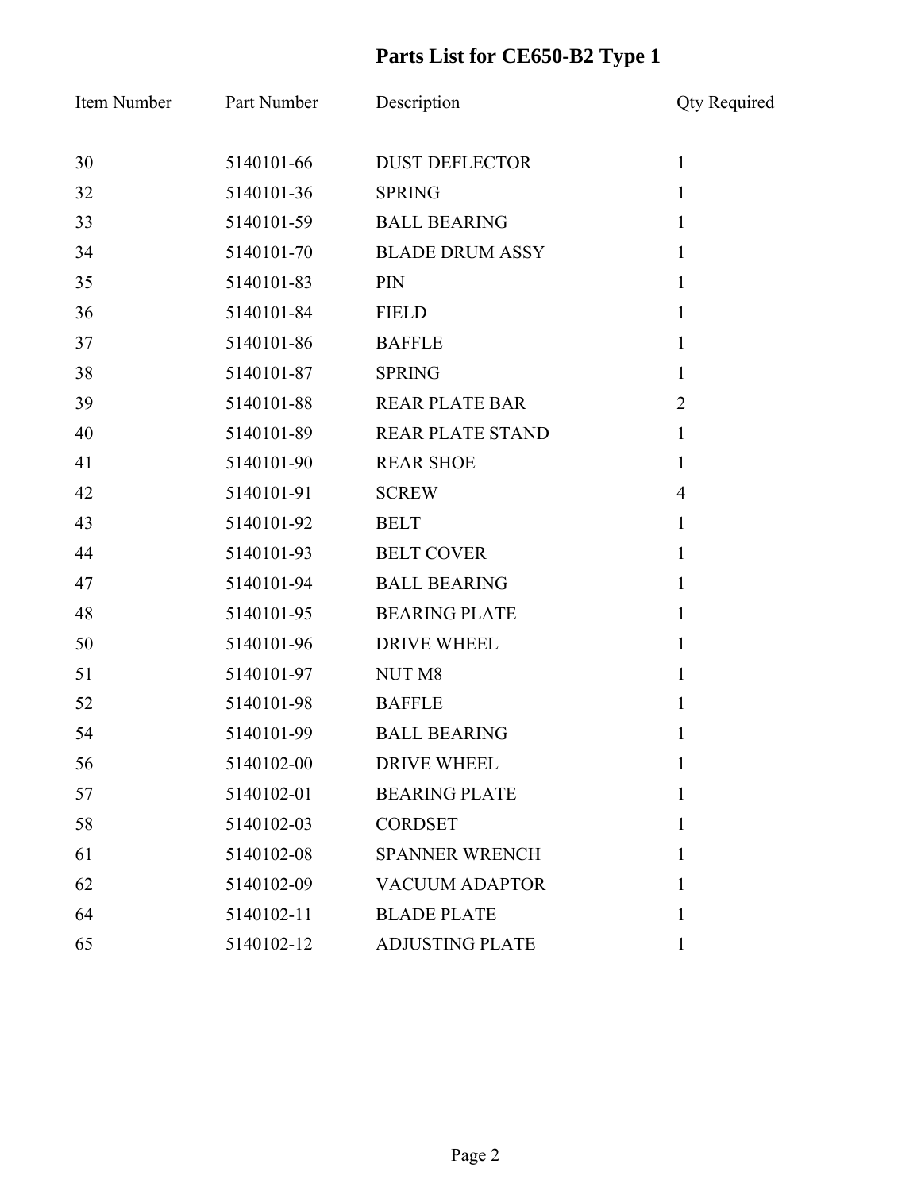# Parts List for CE650-B2 Type 1

| Item Number | Part Number | Description | Qty Required |
|---|---|---|---|
| 30 | 5140101-66 | DUST DEFLECTOR | 1 |
| 32 | 5140101-36 | SPRING | 1 |
| 33 | 5140101-59 | BALL BEARING | 1 |
| 34 | 5140101-70 | BLADE DRUM ASSY | 1 |
| 35 | 5140101-83 | PIN | 1 |
| 36 | 5140101-84 | FIELD | 1 |
| 37 | 5140101-86 | BAFFLE | 1 |
| 38 | 5140101-87 | SPRING | 1 |
| 39 | 5140101-88 | REAR PLATE BAR | 2 |
| 40 | 5140101-89 | REAR PLATE STAND | 1 |
| 41 | 5140101-90 | REAR SHOE | 1 |
| 42 | 5140101-91 | SCREW | 4 |
| 43 | 5140101-92 | BELT | 1 |
| 44 | 5140101-93 | BELT COVER | 1 |
| 47 | 5140101-94 | BALL BEARING | 1 |
| 48 | 5140101-95 | BEARING PLATE | 1 |
| 50 | 5140101-96 | DRIVE WHEEL | 1 |
| 51 | 5140101-97 | NUT M8 | 1 |
| 52 | 5140101-98 | BAFFLE | 1 |
| 54 | 5140101-99 | BALL BEARING | 1 |
| 56 | 5140102-00 | DRIVE WHEEL | 1 |
| 57 | 5140102-01 | BEARING PLATE | 1 |
| 58 | 5140102-03 | CORDSET | 1 |
| 61 | 5140102-08 | SPANNER WRENCH | 1 |
| 62 | 5140102-09 | VACUUM ADAPTOR | 1 |
| 64 | 5140102-11 | BLADE PLATE | 1 |
| 65 | 5140102-12 | ADJUSTING PLATE | 1 |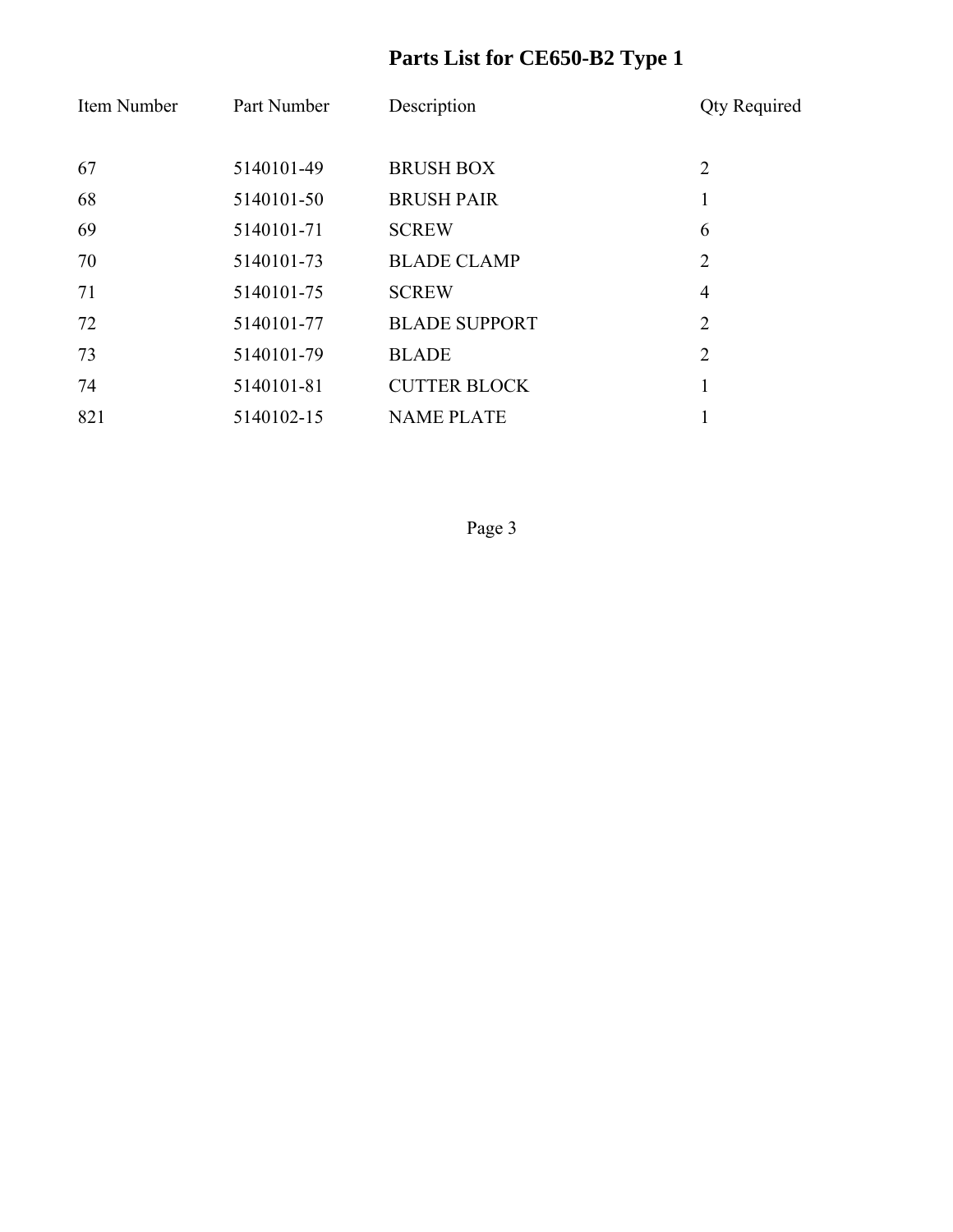# Parts List for CE650-B2 Type 1

| Item Number | Part Number | Description | Qty Required |
|---|---|---|---|
| 67 | 5140101-49 | BRUSH BOX | 2 |
| 68 | 5140101-50 | BRUSH PAIR | 1 |
| 69 | 5140101-71 | SCREW | 6 |
| 70 | 5140101-73 | BLADE CLAMP | 2 |
| 71 | 5140101-75 | SCREW | 4 |
| 72 | 5140101-77 | BLADE SUPPORT | 2 |
| 73 | 5140101-79 | BLADE | 2 |
| 74 | 5140101-81 | CUTTER BLOCK | 1 |
| 821 | 5140102-15 | NAME PLATE | 1 |